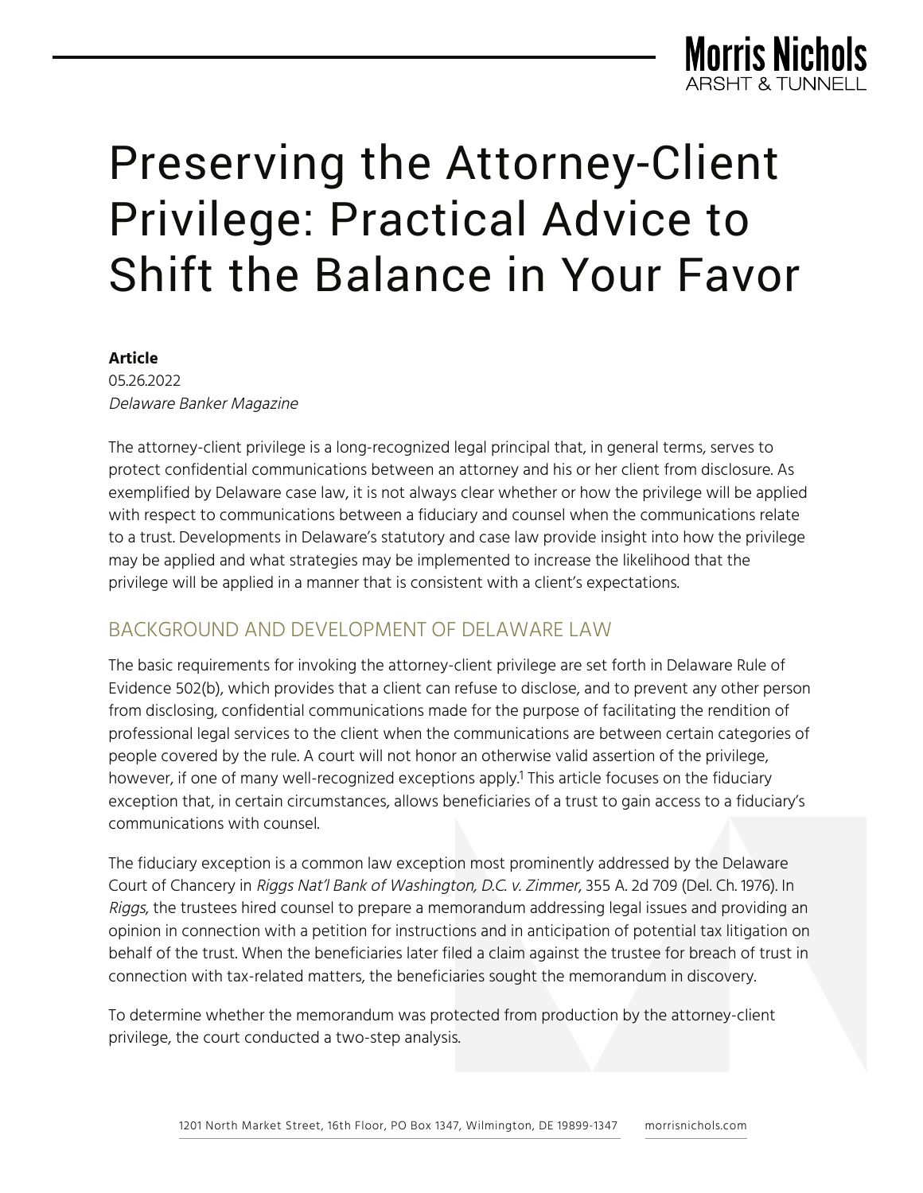# Preserving the Attorney-Client Privilege: Practical Advice to Shift the Balance in Your Favor

**Article**
05.26.2022
*Delaware Banker Magazine*

The attorney-client privilege is a long-recognized legal principal that, in general terms, serves to protect confidential communications between an attorney and his or her client from disclosure. As exemplified by Delaware case law, it is not always clear whether or how the privilege will be applied with respect to communications between a fiduciary and counsel when the communications relate to a trust. Developments in Delaware's statutory and case law provide insight into how the privilege may be applied and what strategies may be implemented to increase the likelihood that the privilege will be applied in a manner that is consistent with a client's expectations.

## BACKGROUND AND DEVELOPMENT OF DELAWARE LAW

The basic requirements for invoking the attorney-client privilege are set forth in Delaware Rule of Evidence 502(b), which provides that a client can refuse to disclose, and to prevent any other person from disclosing, confidential communications made for the purpose of facilitating the rendition of professional legal services to the client when the communications are between certain categories of people covered by the rule. A court will not honor an otherwise valid assertion of the privilege, however, if one of many well-recognized exceptions apply.[1] This article focuses on the fiduciary exception that, in certain circumstances, allows beneficiaries of a trust to gain access to a fiduciary's communications with counsel.

The fiduciary exception is a common law exception most prominently addressed by the Delaware Court of Chancery in *Riggs Nat'l Bank of Washington, D.C. v. Zimmer*, 355 A. 2d 709 (Del. Ch. 1976). In *Riggs*, the trustees hired counsel to prepare a memorandum addressing legal issues and providing an opinion in connection with a petition for instructions and in anticipation of potential tax litigation on behalf of the trust. When the beneficiaries later filed a claim against the trustee for breach of trust in connection with tax-related matters, the beneficiaries sought the memorandum in discovery.

To determine whether the memorandum was protected from production by the attorney-client privilege, the court conducted a two-step analysis.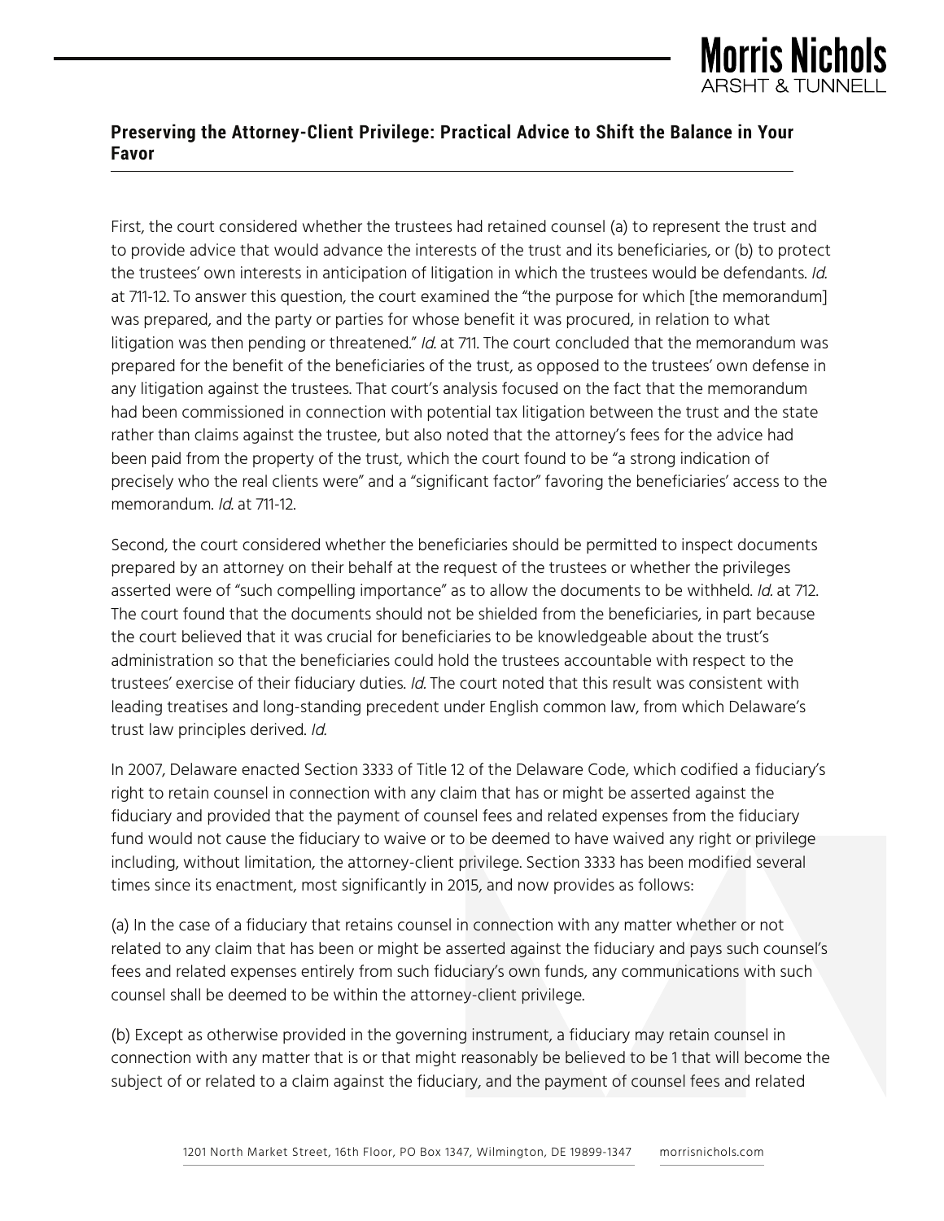First, the court considered whether the trustees had retained counsel (a) to represent the trust and to provide advice that would advance the interests of the trust and its beneficiaries, or (b) to protect the trustees' own interests in anticipation of litigation in which the trustees would be defendants. *Id.* at 711-12. To answer this question, the court examined the "the purpose for which [the memorandum] was prepared, and the party or parties for whose benefit it was procured, in relation to what litigation was then pending or threatened." *Id.* at 711. The court concluded that the memorandum was prepared for the benefit of the beneficiaries of the trust, as opposed to the trustees' own defense in any litigation against the trustees. That court's analysis focused on the fact that the memorandum had been commissioned in connection with potential tax litigation between the trust and the state rather than claims against the trustee, but also noted that the attorney's fees for the advice had been paid from the property of the trust, which the court found to be "a strong indication of precisely who the real clients were" and a "significant factor" favoring the beneficiaries' access to the memorandum. *Id.* at 711-12.

Second, the court considered whether the beneficiaries should be permitted to inspect documents prepared by an attorney on their behalf at the request of the trustees or whether the privileges asserted were of "such compelling importance" as to allow the documents to be withheld. *Id.* at 712. The court found that the documents should not be shielded from the beneficiaries, in part because the court believed that it was crucial for beneficiaries to be knowledgeable about the trust's administration so that the beneficiaries could hold the trustees accountable with respect to the trustees' exercise of their fiduciary duties. *Id.* The court noted that this result was consistent with leading treatises and long-standing precedent under English common law, from which Delaware's trust law principles derived. *Id.*

In 2007, Delaware enacted Section 3333 of Title 12 of the Delaware Code, which codified a fiduciary's right to retain counsel in connection with any claim that has or might be asserted against the fiduciary and provided that the payment of counsel fees and related expenses from the fiduciary fund would not cause the fiduciary to waive or to be deemed to have waived any right or privilege including, without limitation, the attorney-client privilege. Section 3333 has been modified several times since its enactment, most significantly in 2015, and now provides as follows:

(a) In the case of a fiduciary that retains counsel in connection with any matter whether or not related to any claim that has been or might be asserted against the fiduciary and pays such counsel's fees and related expenses entirely from such fiduciary's own funds, any communications with such counsel shall be deemed to be within the attorney-client privilege.

(b) Except as otherwise provided in the governing instrument, a fiduciary may retain counsel in connection with any matter that is or that might reasonably be believed to be 1 that will become the subject of or related to a claim against the fiduciary, and the payment of counsel fees and related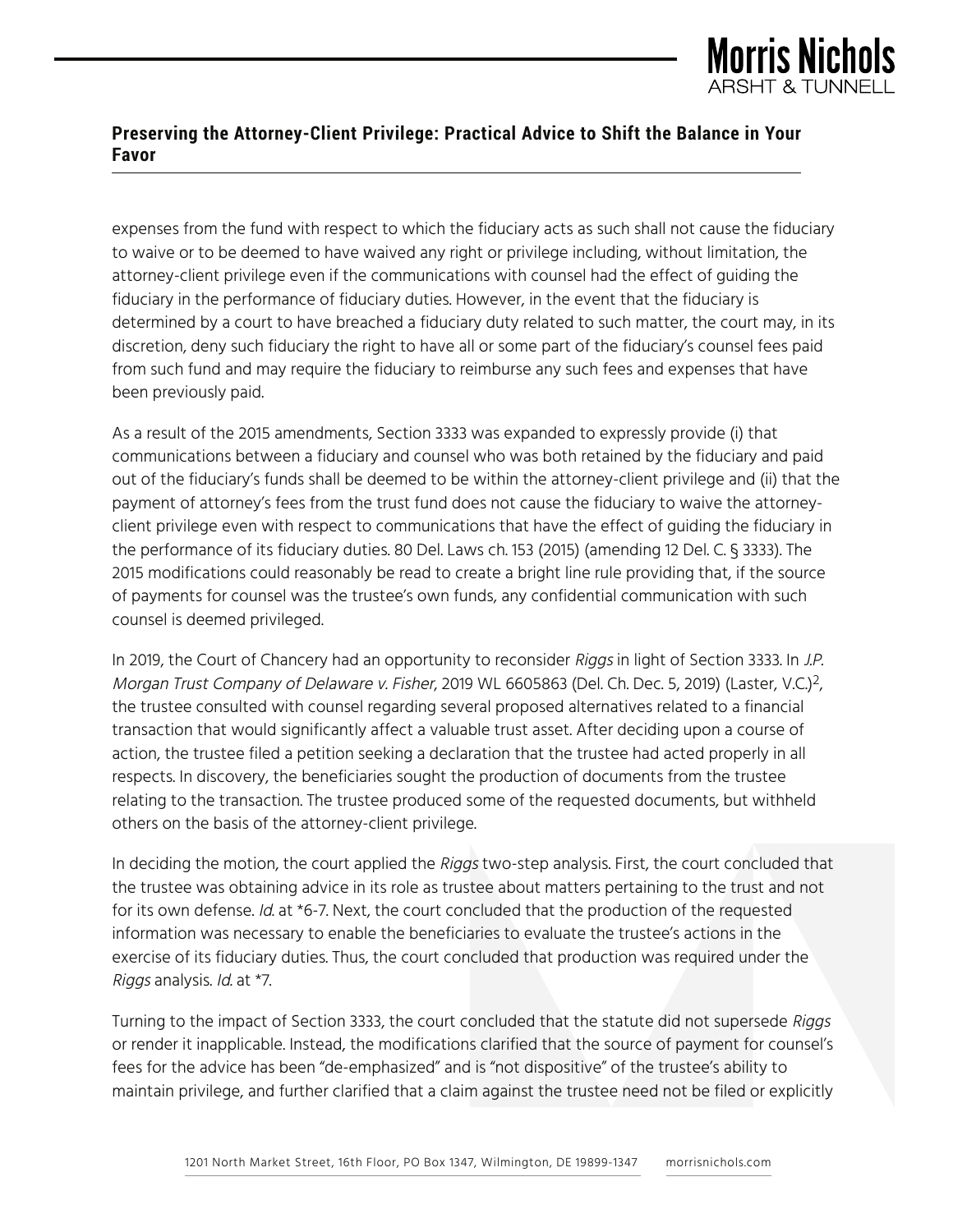expenses from the fund with respect to which the fiduciary acts as such shall not cause the fiduciary to waive or to be deemed to have waived any right or privilege including, without limitation, the attorney-client privilege even if the communications with counsel had the effect of guiding the fiduciary in the performance of fiduciary duties. However, in the event that the fiduciary is determined by a court to have breached a fiduciary duty related to such matter, the court may, in its discretion, deny such fiduciary the right to have all or some part of the fiduciary's counsel fees paid from such fund and may require the fiduciary to reimburse any such fees and expenses that have been previously paid.

As a result of the 2015 amendments, Section 3333 was expanded to expressly provide (i) that communications between a fiduciary and counsel who was both retained by the fiduciary and paid out of the fiduciary's funds shall be deemed to be within the attorney-client privilege and (ii) that the payment of attorney's fees from the trust fund does not cause the fiduciary to waive the attorney-client privilege even with respect to communications that have the effect of guiding the fiduciary in the performance of its fiduciary duties. 80 Del. Laws ch. 153 (2015) (amending 12 Del. C. § 3333). The 2015 modifications could reasonably be read to create a bright line rule providing that, if the source of payments for counsel was the trustee's own funds, any confidential communication with such counsel is deemed privileged.

In 2019, the Court of Chancery had an opportunity to reconsider *Riggs* in light of Section 3333. In *J.P. Morgan Trust Company of Delaware v. Fisher*, 2019 WL 6605863 (Del. Ch. Dec. 5, 2019) (Laster, V.C.)[2], the trustee consulted with counsel regarding several proposed alternatives related to a financial transaction that would significantly affect a valuable trust asset. After deciding upon a course of action, the trustee filed a petition seeking a declaration that the trustee had acted properly in all respects. In discovery, the beneficiaries sought the production of documents from the trustee relating to the transaction. The trustee produced some of the requested documents, but withheld others on the basis of the attorney-client privilege.

In deciding the motion, the court applied the *Riggs* two-step analysis. First, the court concluded that the trustee was obtaining advice in its role as trustee about matters pertaining to the trust and not for its own defense. *Id.* at *6-7. Next, the court concluded that the production of the requested information was necessary to enable the beneficiaries to evaluate the trustee's actions in the exercise of its fiduciary duties. Thus, the court concluded that production was required under the *Riggs* analysis. *Id.* at *7.

Turning to the impact of Section 3333, the court concluded that the statute did not supersede *Riggs* or render it inapplicable. Instead, the modifications clarified that the source of payment for counsel's fees for the advice has been "de-emphasized" and is "not dispositive" of the trustee's ability to maintain privilege, and further clarified that a claim against the trustee need not be filed or explicitly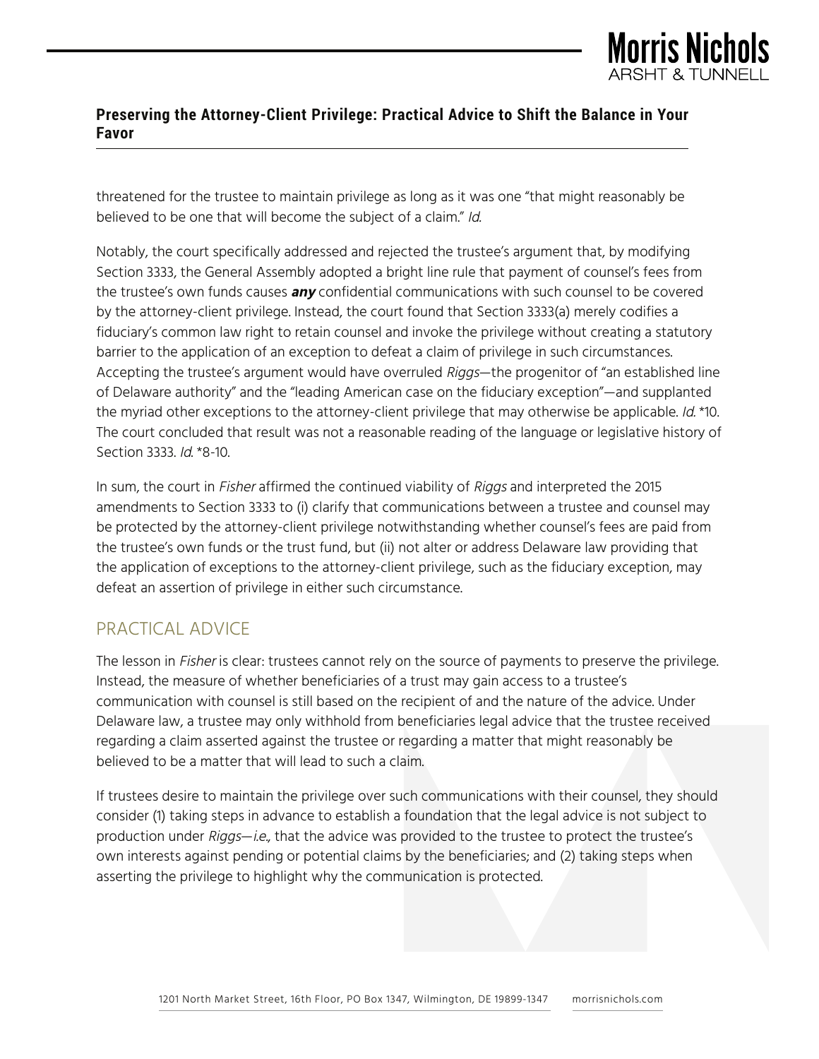threatened for the trustee to maintain privilege as long as it was one "that might reasonably be believed to be one that will become the subject of a claim." *Id.*

Notably, the court specifically addressed and rejected the trustee's argument that, by modifying Section 3333, the General Assembly adopted a bright line rule that payment of counsel's fees from the trustee's own funds causes ***any*** confidential communications with such counsel to be covered by the attorney-client privilege. Instead, the court found that Section 3333(a) merely codifies a fiduciary's common law right to retain counsel and invoke the privilege without creating a statutory barrier to the application of an exception to defeat a claim of privilege in such circumstances. Accepting the trustee's argument would have overruled *Riggs*—the progenitor of "an established line of Delaware authority" and the "leading American case on the fiduciary exception"—and supplanted the myriad other exceptions to the attorney-client privilege that may otherwise be applicable. *Id.* *10. The court concluded that result was not a reasonable reading of the language or legislative history of Section 3333. *Id.* *8-10.

In sum, the court in *Fisher* affirmed the continued viability of *Riggs* and interpreted the 2015 amendments to Section 3333 to (i) clarify that communications between a trustee and counsel may be protected by the attorney-client privilege notwithstanding whether counsel's fees are paid from the trustee's own funds or the trust fund, but (ii) not alter or address Delaware law providing that the application of exceptions to the attorney-client privilege, such as the fiduciary exception, may defeat an assertion of privilege in either such circumstance.

## PRACTICAL ADVICE

The lesson in *Fisher* is clear: trustees cannot rely on the source of payments to preserve the privilege. Instead, the measure of whether beneficiaries of a trust may gain access to a trustee's communication with counsel is still based on the recipient of and the nature of the advice. Under Delaware law, a trustee may only withhold from beneficiaries legal advice that the trustee received regarding a claim asserted against the trustee or regarding a matter that might reasonably be believed to be a matter that will lead to such a claim.

If trustees desire to maintain the privilege over such communications with their counsel, they should consider (1) taking steps in advance to establish a foundation that the legal advice is not subject to production under *Riggs*—*i.e.*, that the advice was provided to the trustee to protect the trustee's own interests against pending or potential claims by the beneficiaries; and (2) taking steps when asserting the privilege to highlight why the communication is protected.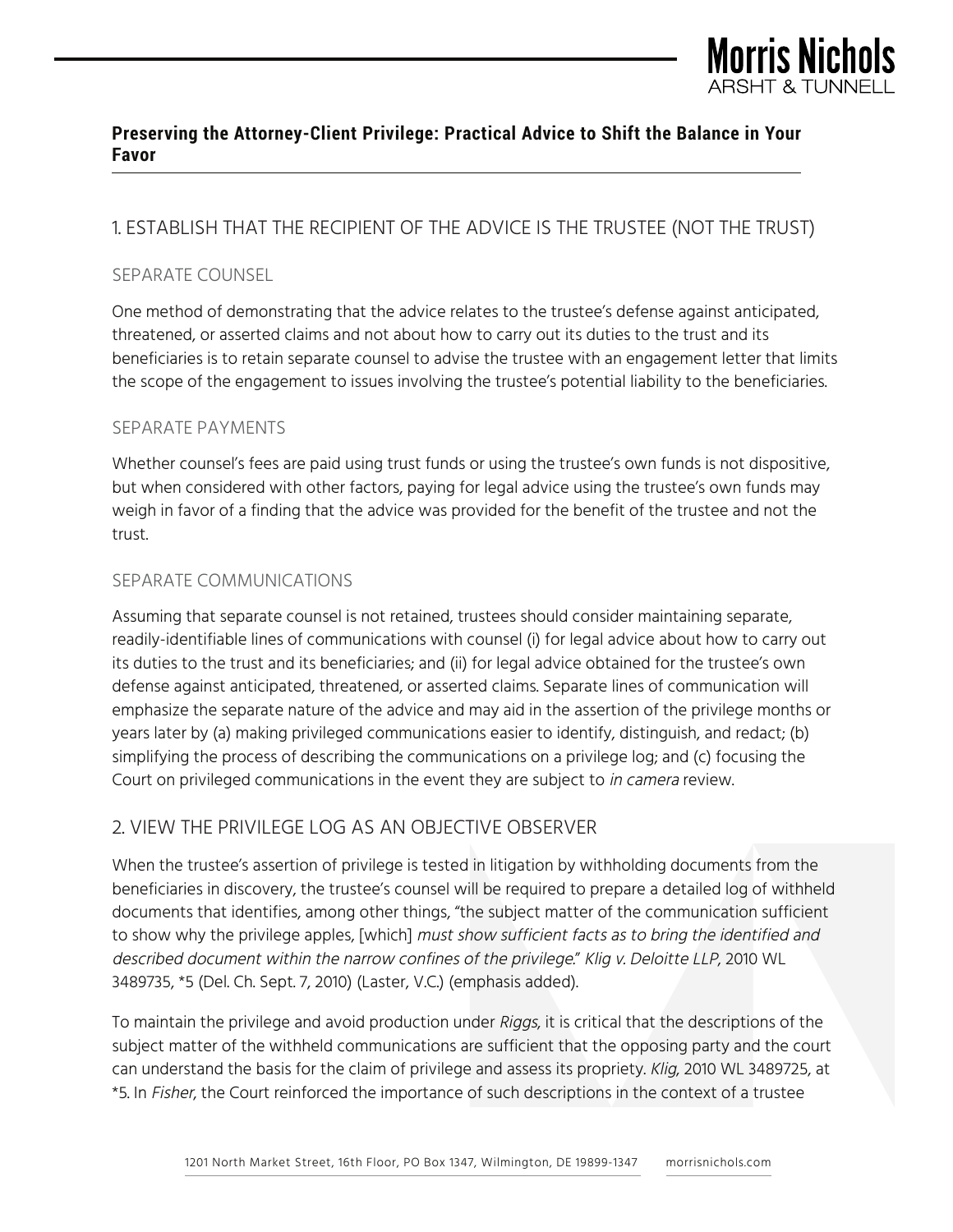**Preserving the Attorney-Client Privilege: Practical Advice to Shift the Balance in Your Favor**

## 1. ESTABLISH THAT THE RECIPIENT OF THE ADVICE IS THE TRUSTEE (NOT THE TRUST)

### SEPARATE COUNSEL

One method of demonstrating that the advice relates to the trustee's defense against anticipated, threatened, or asserted claims and not about how to carry out its duties to the trust and its beneficiaries is to retain separate counsel to advise the trustee with an engagement letter that limits the scope of the engagement to issues involving the trustee's potential liability to the beneficiaries.

### SEPARATE PAYMENTS

Whether counsel's fees are paid using trust funds or using the trustee's own funds is not dispositive, but when considered with other factors, paying for legal advice using the trustee's own funds may weigh in favor of a finding that the advice was provided for the benefit of the trustee and not the trust.

### SEPARATE COMMUNICATIONS

Assuming that separate counsel is not retained, trustees should consider maintaining separate, readily-identifiable lines of communications with counsel (i) for legal advice about how to carry out its duties to the trust and its beneficiaries; and (ii) for legal advice obtained for the trustee's own defense against anticipated, threatened, or asserted claims. Separate lines of communication will emphasize the separate nature of the advice and may aid in the assertion of the privilege months or years later by (a) making privileged communications easier to identify, distinguish, and redact; (b) simplifying the process of describing the communications on a privilege log; and (c) focusing the Court on privileged communications in the event they are subject to *in camera* review.

## 2. VIEW THE PRIVILEGE LOG AS AN OBJECTIVE OBSERVER

When the trustee's assertion of privilege is tested in litigation by withholding documents from the beneficiaries in discovery, the trustee's counsel will be required to prepare a detailed log of withheld documents that identifies, among other things, "the subject matter of the communication sufficient to show why the privilege apples, [which] *must show sufficient facts as to bring the identified and described document within the narrow confines of the privilege*." *Klig v. Deloitte LLP*, 2010 WL 3489735, *5 (Del. Ch. Sept. 7, 2010) (Laster, V.C.) (emphasis added).

To maintain the privilege and avoid production under *Riggs*, it is critical that the descriptions of the subject matter of the withheld communications are sufficient that the opposing party and the court can understand the basis for the claim of privilege and assess its propriety. *Klig*, 2010 WL 3489725, at *5. In *Fisher*, the Court reinforced the importance of such descriptions in the context of a trustee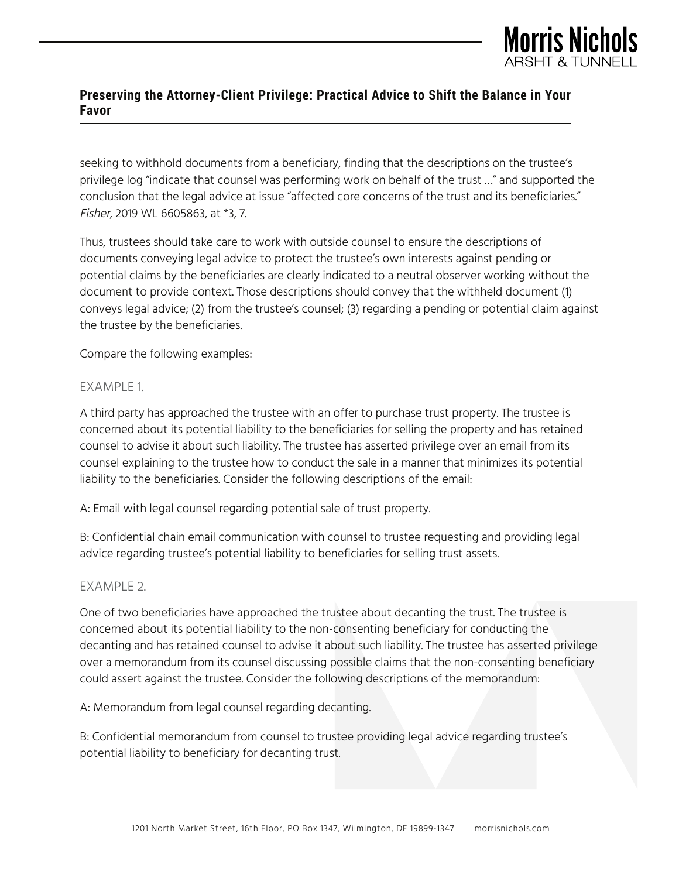seeking to withhold documents from a beneficiary, finding that the descriptions on the trustee's privilege log "indicate that counsel was performing work on behalf of the trust …" and supported the conclusion that the legal advice at issue "affected core concerns of the trust and its beneficiaries." *Fisher*, 2019 WL 6605863, at *3, 7.

Thus, trustees should take care to work with outside counsel to ensure the descriptions of documents conveying legal advice to protect the trustee's own interests against pending or potential claims by the beneficiaries are clearly indicated to a neutral observer working without the document to provide context. Those descriptions should convey that the withheld document (1) conveys legal advice; (2) from the trustee's counsel; (3) regarding a pending or potential claim against the trustee by the beneficiaries.

Compare the following examples:

### EXAMPLE 1.

A third party has approached the trustee with an offer to purchase trust property. The trustee is concerned about its potential liability to the beneficiaries for selling the property and has retained counsel to advise it about such liability. The trustee has asserted privilege over an email from its counsel explaining to the trustee how to conduct the sale in a manner that minimizes its potential liability to the beneficiaries. Consider the following descriptions of the email:

A: Email with legal counsel regarding potential sale of trust property.

B: Confidential chain email communication with counsel to trustee requesting and providing legal advice regarding trustee's potential liability to beneficiaries for selling trust assets.

### EXAMPLE 2.

One of two beneficiaries have approached the trustee about decanting the trust. The trustee is concerned about its potential liability to the non-consenting beneficiary for conducting the decanting and has retained counsel to advise it about such liability. The trustee has asserted privilege over a memorandum from its counsel discussing possible claims that the non-consenting beneficiary could assert against the trustee. Consider the following descriptions of the memorandum:

A: Memorandum from legal counsel regarding decanting.

B: Confidential memorandum from counsel to trustee providing legal advice regarding trustee's potential liability to beneficiary for decanting trust.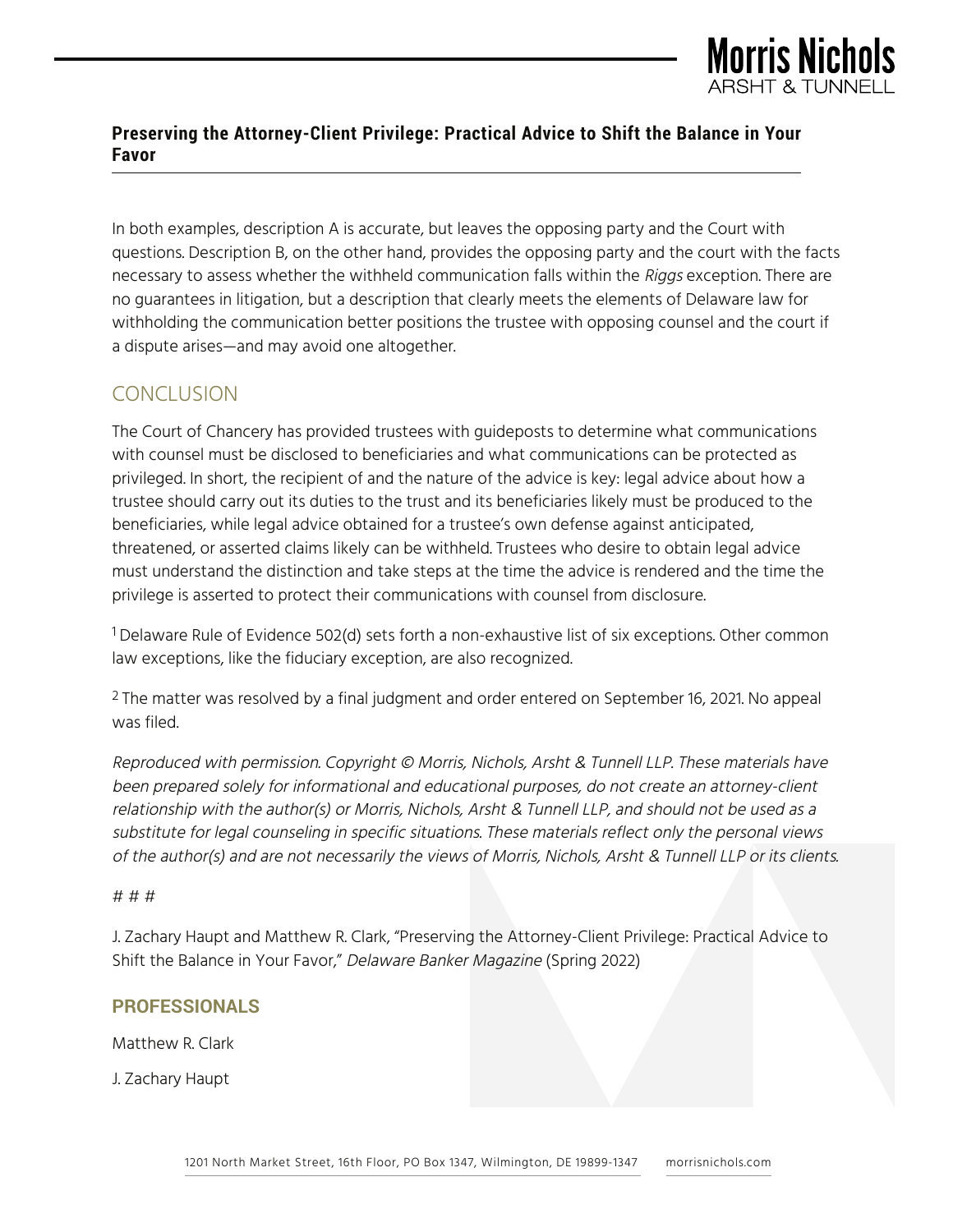In both examples, description A is accurate, but leaves the opposing party and the Court with questions. Description B, on the other hand, provides the opposing party and the court with the facts necessary to assess whether the withheld communication falls within the *Riggs* exception. There are no guarantees in litigation, but a description that clearly meets the elements of Delaware law for withholding the communication better positions the trustee with opposing counsel and the court if a dispute arises—and may avoid one altogether.

## CONCLUSION

The Court of Chancery has provided trustees with guideposts to determine what communications with counsel must be disclosed to beneficiaries and what communications can be protected as privileged. In short, the recipient of and the nature of the advice is key: legal advice about how a trustee should carry out its duties to the trust and its beneficiaries likely must be produced to the beneficiaries, while legal advice obtained for a trustee's own defense against anticipated, threatened, or asserted claims likely can be withheld. Trustees who desire to obtain legal advice must understand the distinction and take steps at the time the advice is rendered and the time the privilege is asserted to protect their communications with counsel from disclosure.

[1] Delaware Rule of Evidence 502(d) sets forth a non-exhaustive list of six exceptions. Other common law exceptions, like the fiduciary exception, are also recognized.

[2] The matter was resolved by a final judgment and order entered on September 16, 2021. No appeal was filed.

*Reproduced with permission. Copyright © Morris, Nichols, Arsht & Tunnell LLP. These materials have been prepared solely for informational and educational purposes, do not create an attorney-client relationship with the author(s) or Morris, Nichols, Arsht & Tunnell LLP, and should not be used as a substitute for legal counseling in specific situations. These materials reflect only the personal views of the author(s) and are not necessarily the views of Morris, Nichols, Arsht & Tunnell LLP or its clients.*

# # #

J. Zachary Haupt and Matthew R. Clark, "Preserving the Attorney-Client Privilege: Practical Advice to Shift the Balance in Your Favor," *Delaware Banker Magazine* (Spring 2022)

### PROFESSIONALS

Matthew R. Clark

J. Zachary Haupt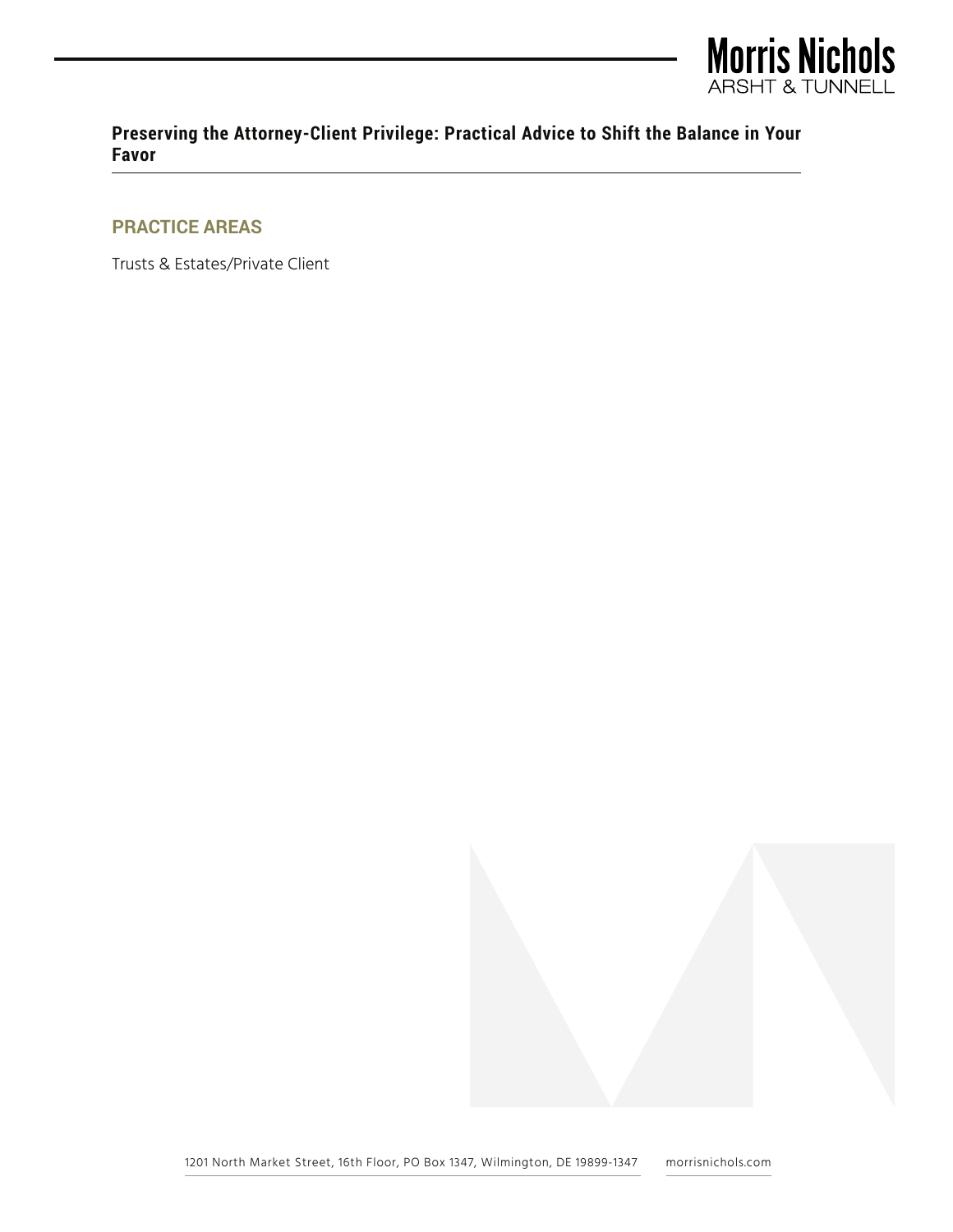**Preserving the Attorney-Client Privilege: Practical Advice to Shift the Balance in Your Favor**

## PRACTICE AREAS

Trusts & Estates/Private Client